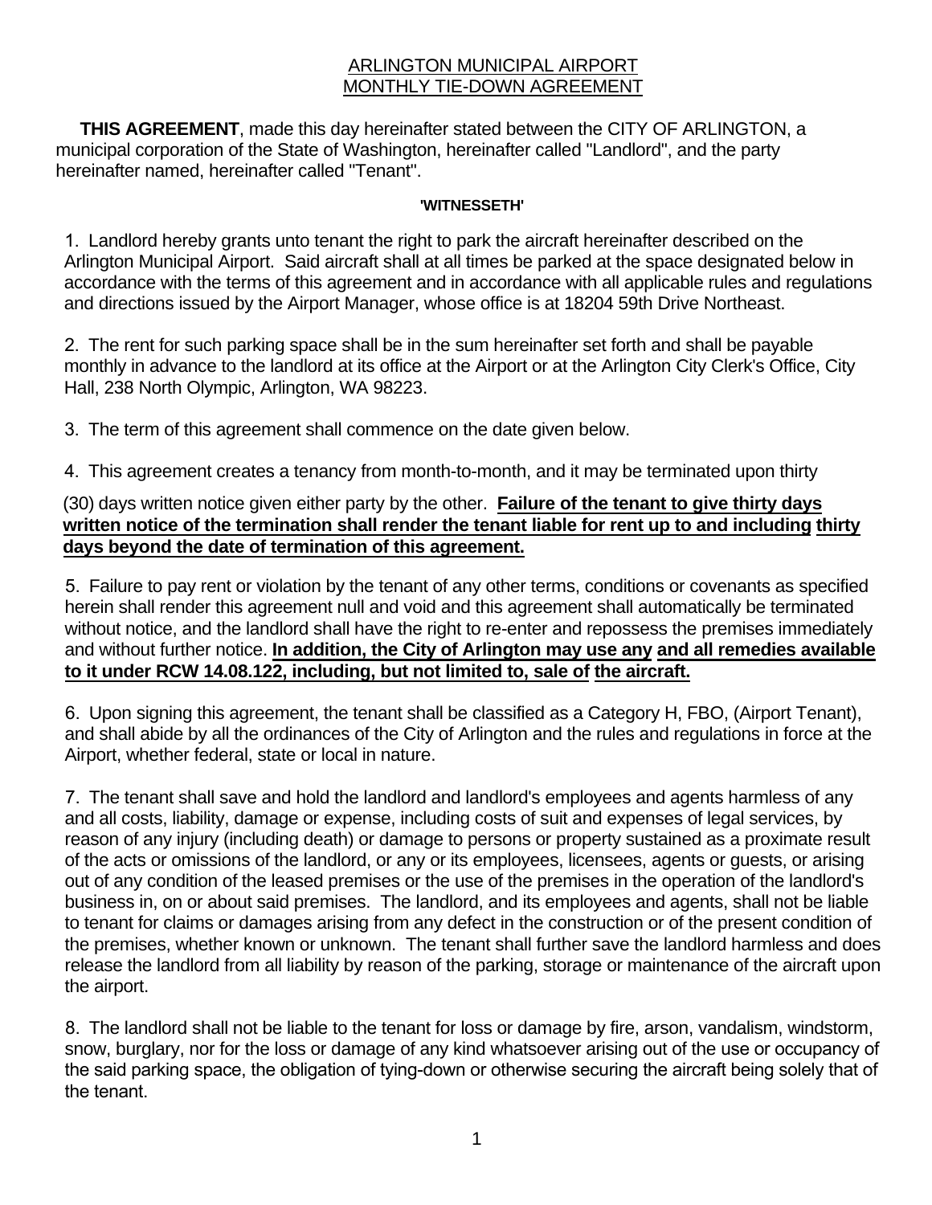# ARLINGTON MUNICIPAL AIRPORT
# MONTHLY TIE-DOWN AGREEMENT

**THIS AGREEMENT**, made this day hereinafter stated between the CITY OF ARLINGTON, a municipal corporation of the State of Washington, hereinafter called "Landlord", and the party hereinafter named, hereinafter called "Tenant".

**'WITNESSETH'**

1. Landlord hereby grants unto tenant the right to park the aircraft hereinafter described on the Arlington Municipal Airport. Said aircraft shall at all times be parked at the space designated below in accordance with the terms of this agreement and in accordance with all applicable rules and regulations and directions issued by the Airport Manager, whose office is at 18204 59th Drive Northeast.

2. The rent for such parking space shall be in the sum hereinafter set forth and shall be payable monthly in advance to the landlord at its office at the Airport or at the Arlington City Clerk's Office, City Hall, 238 North Olympic, Arlington, WA 98223.

3. The term of this agreement shall commence on the date given below.

4. This agreement creates a tenancy from month-to-month, and it may be terminated upon thirty (30) days written notice given either party by the other. **Failure of the tenant to give thirty days written notice of the termination shall render the tenant liable for rent up to and including thirty days beyond the date of termination of this agreement.**

5. Failure to pay rent or violation by the tenant of any other terms, conditions or covenants as specified herein shall render this agreement null and void and this agreement shall automatically be terminated without notice, and the landlord shall have the right to re-enter and repossess the premises immediately and without further notice. **In addition, the City of Arlington may use any and all remedies available to it under RCW 14.08.122, including, but not limited to, sale of the aircraft.**

6. Upon signing this agreement, the tenant shall be classified as a Category H, FBO, (Airport Tenant), and shall abide by all the ordinances of the City of Arlington and the rules and regulations in force at the Airport, whether federal, state or local in nature.

7. The tenant shall save and hold the landlord and landlord's employees and agents harmless of any and all costs, liability, damage or expense, including costs of suit and expenses of legal services, by reason of any injury (including death) or damage to persons or property sustained as a proximate result of the acts or omissions of the landlord, or any or its employees, licensees, agents or guests, or arising out of any condition of the leased premises or the use of the premises in the operation of the landlord's business in, on or about said premises. The landlord, and its employees and agents, shall not be liable to tenant for claims or damages arising from any defect in the construction or of the present condition of the premises, whether known or unknown. The tenant shall further save the landlord harmless and does release the landlord from all liability by reason of the parking, storage or maintenance of the aircraft upon the airport.

8. The landlord shall not be liable to the tenant for loss or damage by fire, arson, vandalism, windstorm, snow, burglary, nor for the loss or damage of any kind whatsoever arising out of the use or occupancy of the said parking space, the obligation of tying-down or otherwise securing the aircraft being solely that of the tenant.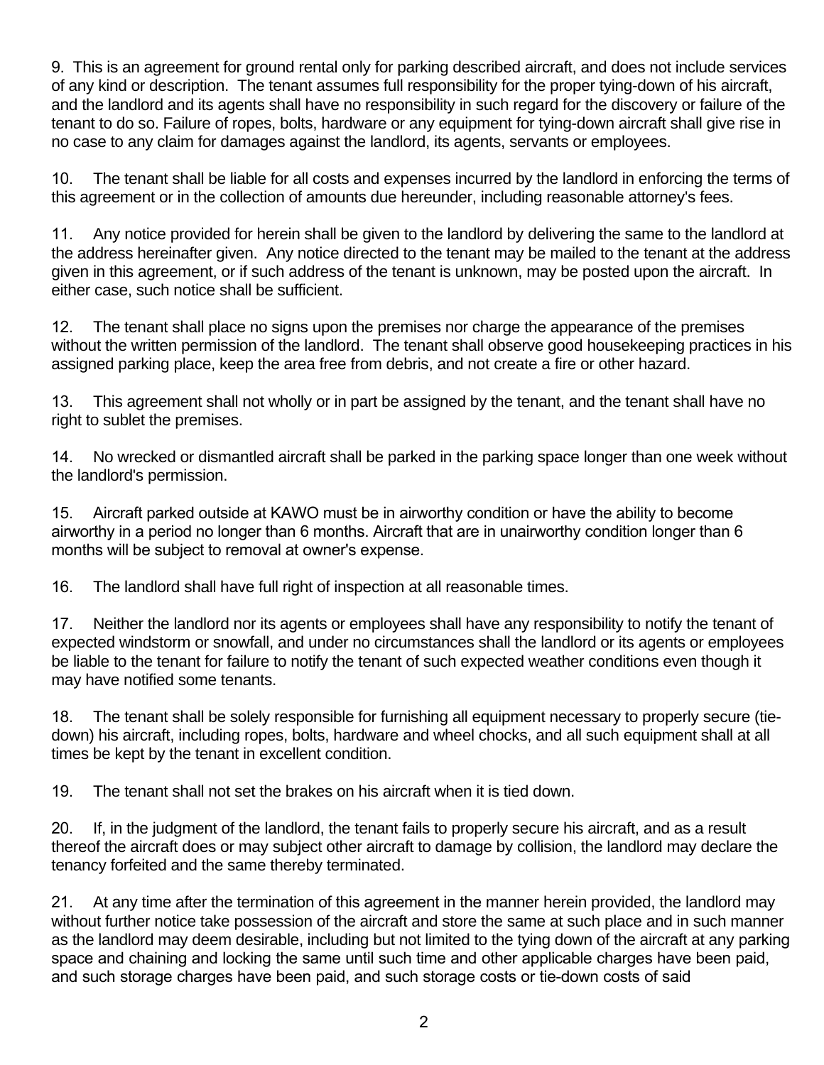9. This is an agreement for ground rental only for parking described aircraft, and does not include services of any kind or description. The tenant assumes full responsibility for the proper tying-down of his aircraft, and the landlord and its agents shall have no responsibility in such regard for the discovery or failure of the tenant to do so. Failure of ropes, bolts, hardware or any equipment for tying-down aircraft shall give rise in no case to any claim for damages against the landlord, its agents, servants or employees.

10. The tenant shall be liable for all costs and expenses incurred by the landlord in enforcing the terms of this agreement or in the collection of amounts due hereunder, including reasonable attorney's fees.

11. Any notice provided for herein shall be given to the landlord by delivering the same to the landlord at the address hereinafter given. Any notice directed to the tenant may be mailed to the tenant at the address given in this agreement, or if such address of the tenant is unknown, may be posted upon the aircraft. In either case, such notice shall be sufficient.

12. The tenant shall place no signs upon the premises nor charge the appearance of the premises without the written permission of the landlord. The tenant shall observe good housekeeping practices in his assigned parking place, keep the area free from debris, and not create a fire or other hazard.

13. This agreement shall not wholly or in part be assigned by the tenant, and the tenant shall have no right to sublet the premises.

14. No wrecked or dismantled aircraft shall be parked in the parking space longer than one week without the landlord's permission.

15. Aircraft parked outside at KAWO must be in airworthy condition or have the ability to become airworthy in a period no longer than 6 months. Aircraft that are in unairworthy condition longer than 6 months will be subject to removal at owner's expense.

16. The landlord shall have full right of inspection at all reasonable times.

17. Neither the landlord nor its agents or employees shall have any responsibility to notify the tenant of expected windstorm or snowfall, and under no circumstances shall the landlord or its agents or employees be liable to the tenant for failure to notify the tenant of such expected weather conditions even though it may have notified some tenants.

18. The tenant shall be solely responsible for furnishing all equipment necessary to properly secure (tie-down) his aircraft, including ropes, bolts, hardware and wheel chocks, and all such equipment shall at all times be kept by the tenant in excellent condition.

19. The tenant shall not set the brakes on his aircraft when it is tied down.

20. If, in the judgment of the landlord, the tenant fails to properly secure his aircraft, and as a result thereof the aircraft does or may subject other aircraft to damage by collision, the landlord may declare the tenancy forfeited and the same thereby terminated.

21. At any time after the termination of this agreement in the manner herein provided, the landlord may without further notice take possession of the aircraft and store the same at such place and in such manner as the landlord may deem desirable, including but not limited to the tying down of the aircraft at any parking space and chaining and locking the same until such time and other applicable charges have been paid, and such storage charges have been paid, and such storage costs or tie-down costs of said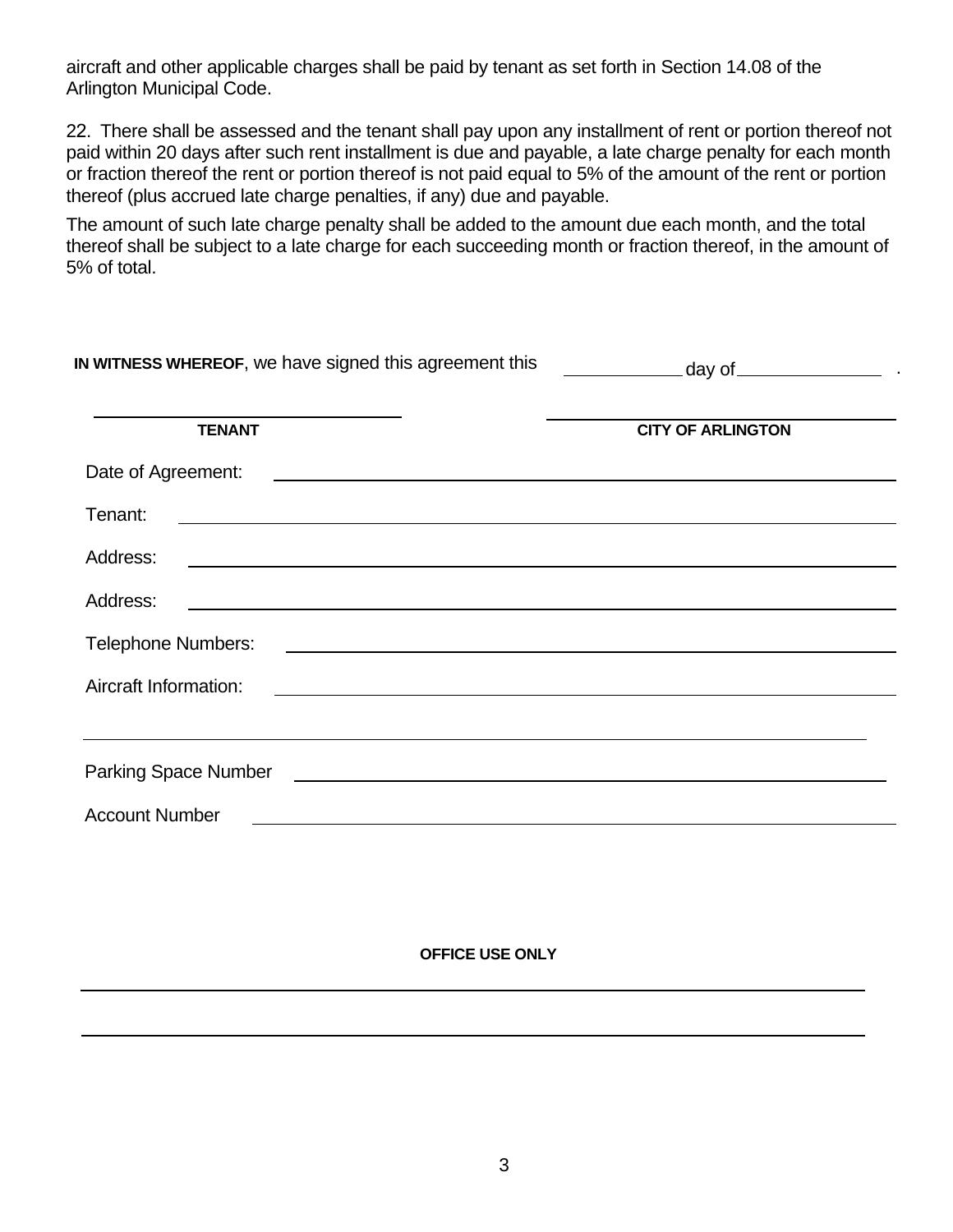aircraft and other applicable charges shall be paid by tenant as set forth in Section 14.08 of the Arlington Municipal Code.

22. There shall be assessed and the tenant shall pay upon any installment of rent or portion thereof not paid within 20 days after such rent installment is due and payable, a late charge penalty for each month or fraction thereof the rent or portion thereof is not paid equal to 5% of the amount of the rent or portion thereof (plus accrued late charge penalties, if any) due and payable.

The amount of such late charge penalty shall be added to the amount due each month, and the total thereof shall be subject to a late charge for each succeeding month or fraction thereof, in the amount of 5% of total.

**IN WITNESS WHEREOF**, we have signed this agreement this \_\_\_\_\_\_\_\_\_\_ day of \_\_\_\_\_\_\_\_\_\_\_\_ .

\_\_\_\_\_\_\_\_\_\_\_\_\_\_\_\_\_\_\_\_\_\_\_\_\_\_\_\_ \_\_\_\_\_\_\_\_\_\_\_\_\_\_\_\_\_\_\_\_\_\_\_\_\_\_\_\_

**TENANT** **CITY OF ARLINGTON**

Date of Agreement: \_\_\_\_\_\_\_\_\_\_\_\_\_\_\_\_\_\_\_\_\_\_\_\_\_\_\_\_\_\_\_\_\_\_\_\_\_\_\_\_

Tenant: \_\_\_\_\_\_\_\_\_\_\_\_\_\_\_\_\_\_\_\_\_\_\_\_\_\_\_\_\_\_\_\_\_\_\_\_\_\_\_\_

Address: \_\_\_\_\_\_\_\_\_\_\_\_\_\_\_\_\_\_\_\_\_\_\_\_\_\_\_\_\_\_\_\_\_\_\_\_\_\_\_\_

Address: \_\_\_\_\_\_\_\_\_\_\_\_\_\_\_\_\_\_\_\_\_\_\_\_\_\_\_\_\_\_\_\_\_\_\_\_\_\_\_\_

Telephone Numbers: \_\_\_\_\_\_\_\_\_\_\_\_\_\_\_\_\_\_\_\_\_\_\_\_\_\_\_\_\_\_\_\_\_\_\_\_\_\_\_\_

Aircraft Information: \_\_\_\_\_\_\_\_\_\_\_\_\_\_\_\_\_\_\_\_\_\_\_\_\_\_\_\_\_\_\_\_\_\_\_\_\_\_\_\_

\_\_\_\_\_\_\_\_\_\_\_\_\_\_\_\_\_\_\_\_\_\_\_\_\_\_\_\_\_\_\_\_\_\_\_\_\_\_\_\_\_\_\_\_\_\_\_\_\_\_\_\_\_\_\_\_

Parking Space Number \_\_\_\_\_\_\_\_\_\_\_\_\_\_\_\_\_\_\_\_\_\_\_\_\_\_\_\_\_\_\_\_\_\_\_\_\_\_\_\_

Account Number \_\_\_\_\_\_\_\_\_\_\_\_\_\_\_\_\_\_\_\_\_\_\_\_\_\_\_\_\_\_\_\_\_\_\_\_\_\_\_\_

**OFFICE USE ONLY**

\_\_\_\_\_\_\_\_\_\_\_\_\_\_\_\_\_\_\_\_\_\_\_\_\_\_\_\_\_\_\_\_\_\_\_\_\_\_\_\_\_\_\_\_\_\_\_\_\_\_\_\_\_\_\_\_

\_\_\_\_\_\_\_\_\_\_\_\_\_\_\_\_\_\_\_\_\_\_\_\_\_\_\_\_\_\_\_\_\_\_\_\_\_\_\_\_\_\_\_\_\_\_\_\_\_\_\_\_\_\_\_\_